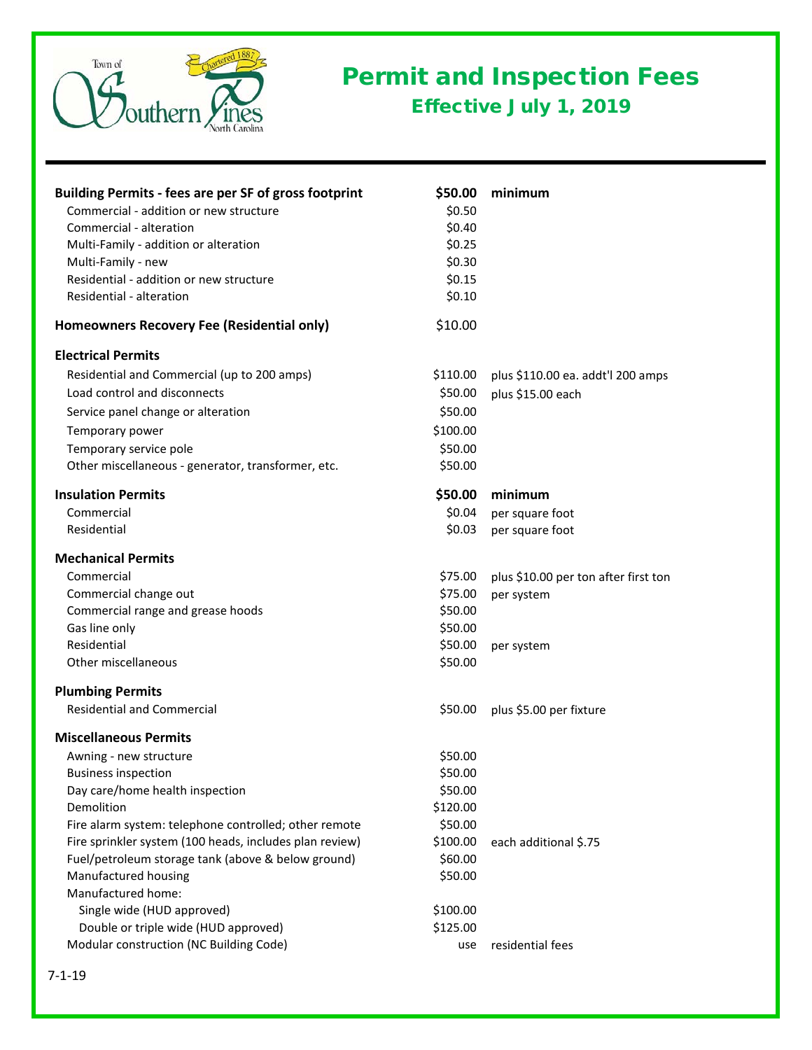Town of Southern Pines North Carolina — Chartered 1887

# Permit and Inspection Fees

## Effective July 1, 2019

| | | |
|---|---|---|
| **Building Permits - fees are per SF of gross footprint** | **$50.00** | **minimum** |
| Commercial - addition or new structure | $0.50 | |
| Commercial - alteration | $0.40 | |
| Multi-Family - addition or alteration | $0.25 | |
| Multi-Family - new | $0.30 | |
| Residential - addition or new structure | $0.15 | |
| Residential - alteration | $0.10 | |
| **Homeowners Recovery Fee (Residential only)** | $10.00 | |
| **Electrical Permits** | | |
| Residential and Commercial (up to 200 amps) | $110.00 | plus $110.00 ea. addt'l 200 amps |
| Load control and disconnects | $50.00 | plus $15.00 each |
| Service panel change or alteration | $50.00 | |
| Temporary power | $100.00 | |
| Temporary service pole | $50.00 | |
| Other miscellaneous - generator, transformer, etc. | $50.00 | |
| **Insulation Permits** | **$50.00** | **minimum** |
| Commercial | $0.04 | per square foot |
| Residential | $0.03 | per square foot |
| **Mechanical Permits** | | |
| Commercial | $75.00 | plus $10.00 per ton after first ton |
| Commercial change out | $75.00 | per system |
| Commercial range and grease hoods | $50.00 | |
| Gas line only | $50.00 | |
| Residential | $50.00 | per system |
| Other miscellaneous | $50.00 | |
| **Plumbing Permits** | | |
| Residential and Commercial | $50.00 | plus $5.00 per fixture |
| **Miscellaneous Permits** | | |
| Awning - new structure | $50.00 | |
| Business inspection | $50.00 | |
| Day care/home health inspection | $50.00 | |
| Demolition | $120.00 | |
| Fire alarm system: telephone controlled; other remote | $50.00 | |
| Fire sprinkler system (100 heads, includes plan review) | $100.00 | each additional $.75 |
| Fuel/petroleum storage tank (above & below ground) | $60.00 | |
| Manufactured housing | $50.00 | |
| Manufactured home: | | |
| Single wide (HUD approved) | $100.00 | |
| Double or triple wide (HUD approved) | $125.00 | |
| Modular construction (NC Building Code) | use | residential fees |

7-1-19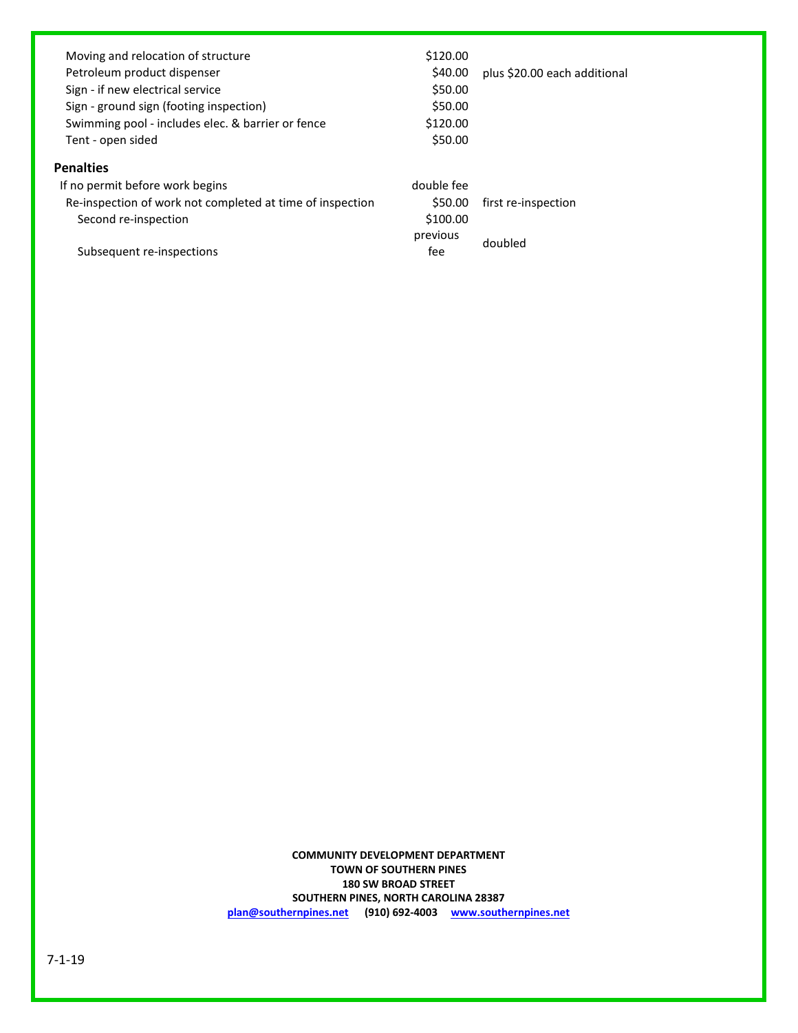| | | |
|---|---|---|
| Moving and relocation of structure | $120.00 | |
| Petroleum product dispenser | $40.00 | plus $20.00 each additional |
| Sign - if new electrical service | $50.00 | |
| Sign - ground sign (footing inspection) | $50.00 | |
| Swimming pool - includes elec. & barrier or fence | $120.00 | |
| Tent - open sided | $50.00 | |

**Penalties**

| | | |
|---|---|---|
| If no permit before work begins | double fee | |
| Re-inspection of work not completed at time of inspection | $50.00 | first re-inspection |
| Second re-inspection | $100.00 | |
| Subsequent re-inspections | previous fee | doubled |

**COMMUNITY DEVELOPMENT DEPARTMENT**
**TOWN OF SOUTHERN PINES**
**180 SW BROAD STREET**
**SOUTHERN PINES, NORTH CAROLINA 28387**
**plan@southernpines.net (910) 692-4003 www.southernpines.net**

7-1-19